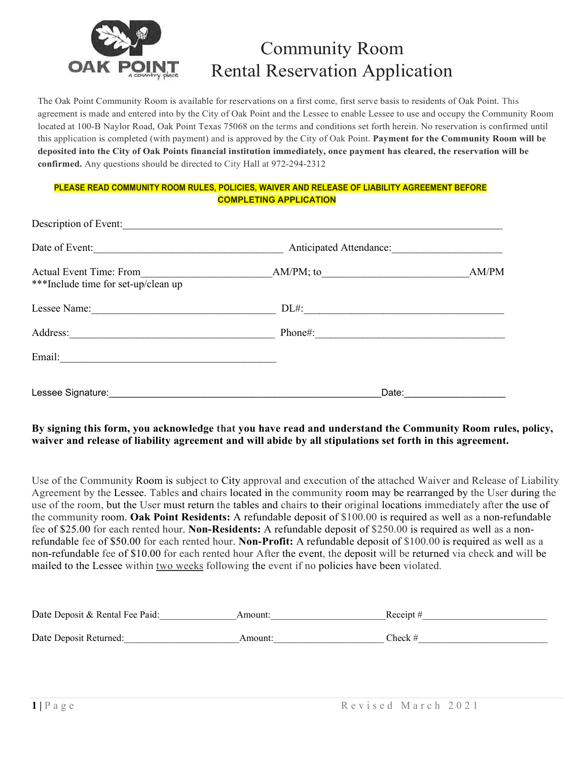# Community Room Rental Reservation Application

The Oak Point Community Room is available for reservations on a first come, first serve basis to residents of Oak Point. This agreement is made and entered into by the City of Oak Point and the Lessee to enable Lessee to use and occupy the Community Room located at 100-B Naylor Road, Oak Point Texas 75068 on the terms and conditions set forth herein. No reservation is confirmed until this application is completed (with payment) and is approved by the City of Oak Point. **Payment for the Community Room will be deposited into the City of Oak Points financial institution immediately, once payment has cleared, the reservation will be confirmed.** Any questions should be directed to City Hall at 972-294-2312

**PLEASE READ COMMUNITY ROOM RULES, POLICIES, WAIVER AND RELEASE OF LIABILITY AGREEMENT BEFORE COMPLETING APPLICATION**

Description of Event:______________________________________________________________________

Date of Event:___________________________________ Anticipated Attendance:____________________

Actual Event Time: From______________________AM/PM; to_________________________AM/PM
***Include time for set-up/clean up

Lessee Name:_________________________________ DL#:_____________________________________

Address:_____________________________________ Phone#:__________________________________

Email:_______________________________________

Lessee Signature:__________________________________________________Date:__________________

**By signing this form, you acknowledge that you have read and understand the Community Room rules, policy, waiver and release of liability agreement and will abide by all stipulations set forth in this agreement.**

Use of the Community Room is subject to City approval and execution of the attached Waiver and Release of Liability Agreement by the Lessee. Tables and chairs located in the community room may be rearranged by the User during the use of the room, but the User must return the tables and chairs to their original locations immediately after the use of the community room. **Oak Point Residents:** A refundable deposit of $100.00 is required as well as a non-refundable fee of $25.00 for each rented hour. **Non-Residents:** A refundable deposit of $250.00 is required as well as a non-refundable fee of $50.00 for each rented hour. **Non-Profit:** A refundable deposit of $100.00 is required as well as a non-refundable fee of $10.00 for each rented hour After the event, the deposit will be returned via check and will be mailed to the Lessee within two weeks following the event if no policies have been violated.

Date Deposit & Rental Fee Paid:_______________Amount:______________________Receipt #________________________

Date Deposit Returned:______________________Amount:_____________________ Check #_________________________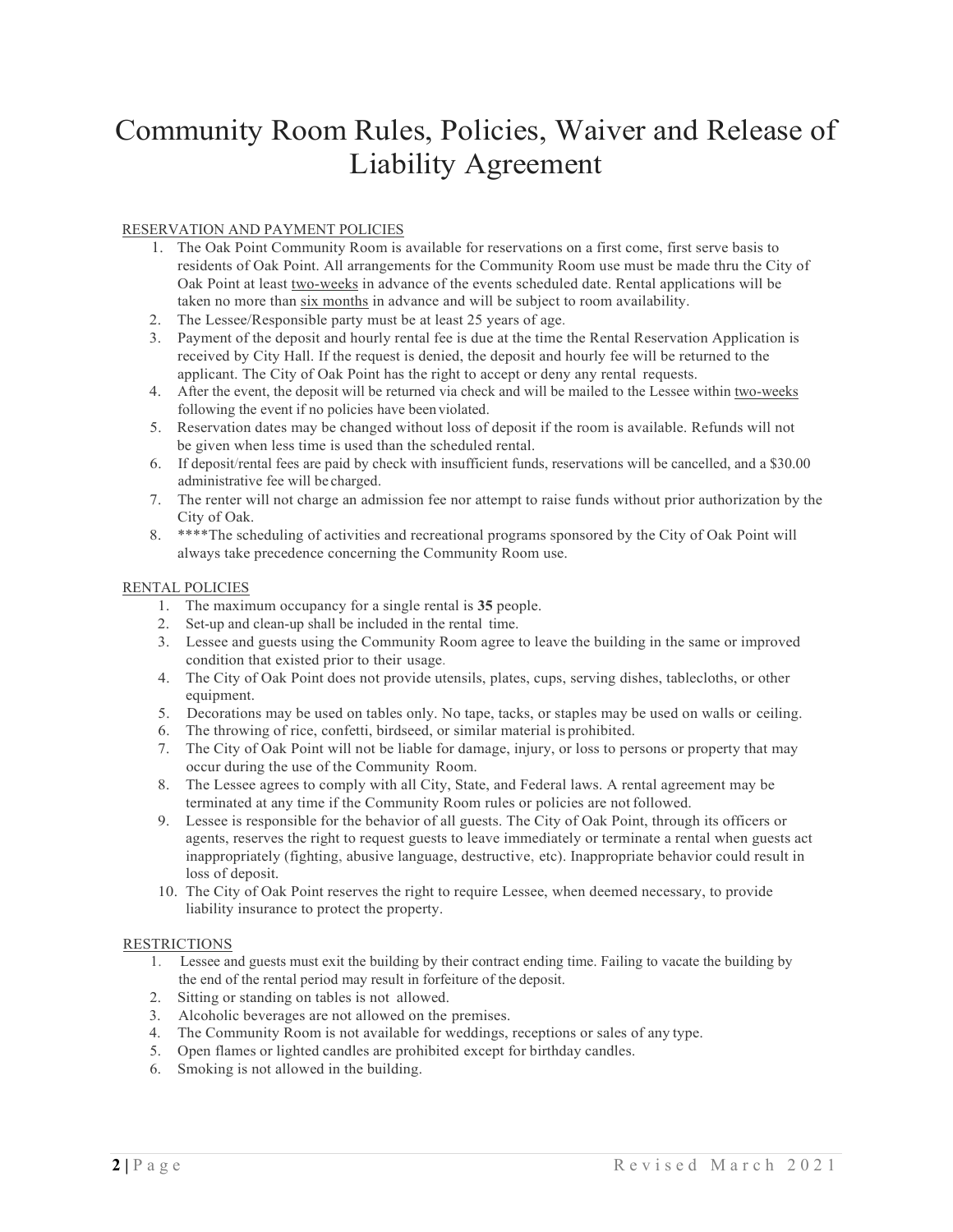# Community Room Rules, Policies, Waiver and Release of Liability Agreement

RESERVATION AND PAYMENT POLICIES

1. The Oak Point Community Room is available for reservations on a first come, first serve basis to residents of Oak Point. All arrangements for the Community Room use must be made thru the City of Oak Point at least two-weeks in advance of the events scheduled date. Rental applications will be taken no more than six months in advance and will be subject to room availability.
2. The Lessee/Responsible party must be at least 25 years of age.
3. Payment of the deposit and hourly rental fee is due at the time the Rental Reservation Application is received by City Hall. If the request is denied, the deposit and hourly fee will be returned to the applicant. The City of Oak Point has the right to accept or deny any rental requests.
4. After the event, the deposit will be returned via check and will be mailed to the Lessee within two-weeks following the event if no policies have been violated.
5. Reservation dates may be changed without loss of deposit if the room is available. Refunds will not be given when less time is used than the scheduled rental.
6. If deposit/rental fees are paid by check with insufficient funds, reservations will be cancelled, and a $30.00 administrative fee will be charged.
7. The renter will not charge an admission fee nor attempt to raise funds without prior authorization by the City of Oak.
8. ****The scheduling of activities and recreational programs sponsored by the City of Oak Point will always take precedence concerning the Community Room use.

RENTAL POLICIES

1. The maximum occupancy for a single rental is **35** people.
2. Set-up and clean-up shall be included in the rental time.
3. Lessee and guests using the Community Room agree to leave the building in the same or improved condition that existed prior to their usage.
4. The City of Oak Point does not provide utensils, plates, cups, serving dishes, tablecloths, or other equipment.
5. Decorations may be used on tables only. No tape, tacks, or staples may be used on walls or ceiling.
6. The throwing of rice, confetti, birdseed, or similar material is prohibited.
7. The City of Oak Point will not be liable for damage, injury, or loss to persons or property that may occur during the use of the Community Room.
8. The Lessee agrees to comply with all City, State, and Federal laws. A rental agreement may be terminated at any time if the Community Room rules or policies are not followed.
9. Lessee is responsible for the behavior of all guests. The City of Oak Point, through its officers or agents, reserves the right to request guests to leave immediately or terminate a rental when guests act inappropriately (fighting, abusive language, destructive, etc). Inappropriate behavior could result in loss of deposit.
10. The City of Oak Point reserves the right to require Lessee, when deemed necessary, to provide liability insurance to protect the property.

RESTRICTIONS

1. Lessee and guests must exit the building by their contract ending time. Failing to vacate the building by the end of the rental period may result in forfeiture of the deposit.
2. Sitting or standing on tables is not allowed.
3. Alcoholic beverages are not allowed on the premises.
4. The Community Room is not available for weddings, receptions or sales of any type.
5. Open flames or lighted candles are prohibited except for birthday candles.
6. Smoking is not allowed in the building.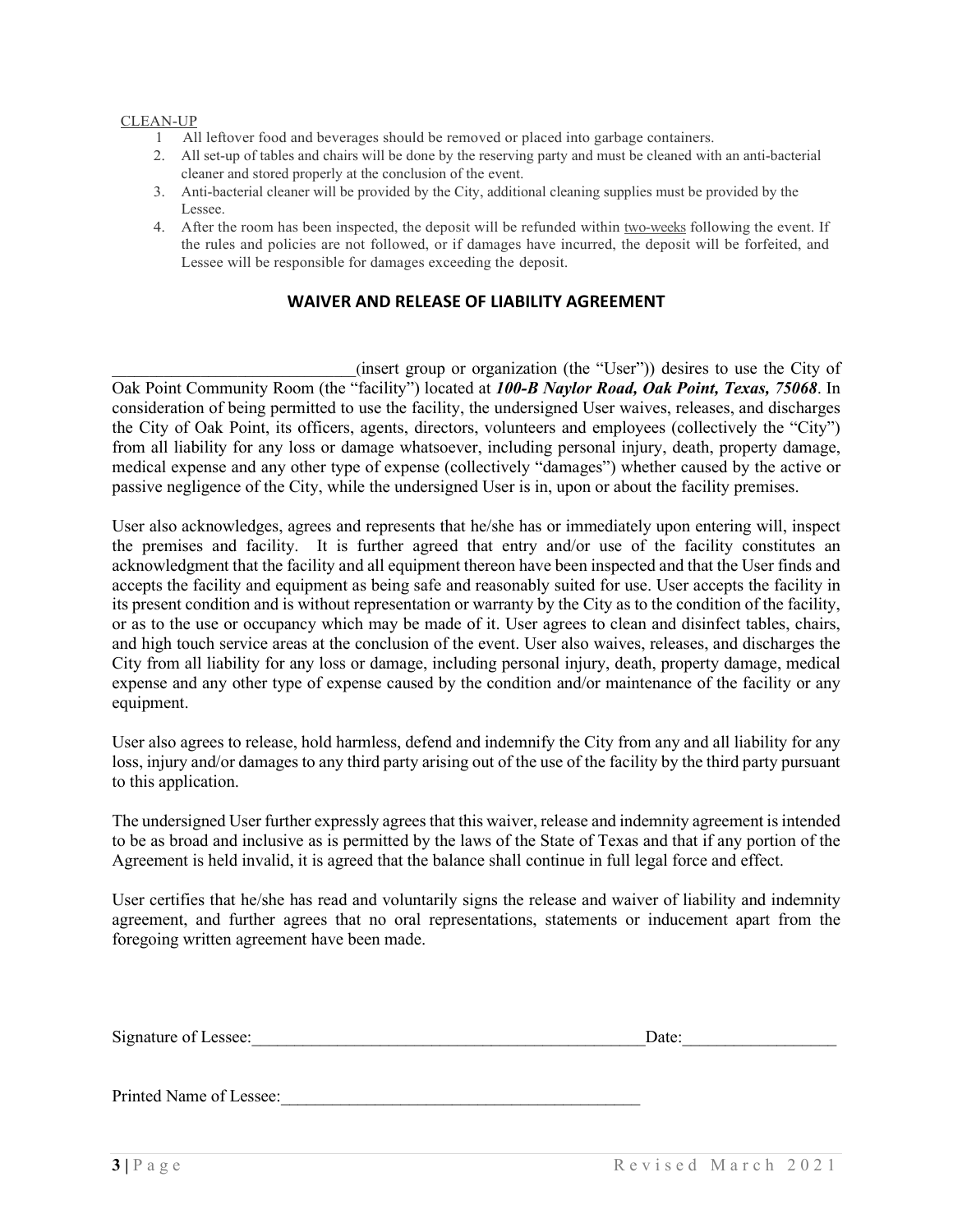CLEAN-UP

1. All leftover food and beverages should be removed or placed into garbage containers.
2. All set-up of tables and chairs will be done by the reserving party and must be cleaned with an anti-bacterial cleaner and stored properly at the conclusion of the event.
3. Anti-bacterial cleaner will be provided by the City, additional cleaning supplies must be provided by the Lessee.
4. After the room has been inspected, the deposit will be refunded within two-weeks following the event. If the rules and policies are not followed, or if damages have incurred, the deposit will be forfeited, and Lessee will be responsible for damages exceeding the deposit.

## WAIVER AND RELEASE OF LIABILITY AGREEMENT

_____________________________(insert group or organization (the "User")) desires to use the City of Oak Point Community Room (the "facility") located at ***100-B Naylor Road, Oak Point, Texas, 75068***. In consideration of being permitted to use the facility, the undersigned User waives, releases, and discharges the City of Oak Point, its officers, agents, directors, volunteers and employees (collectively the "City") from all liability for any loss or damage whatsoever, including personal injury, death, property damage, medical expense and any other type of expense (collectively "damages") whether caused by the active or passive negligence of the City, while the undersigned User is in, upon or about the facility premises.

User also acknowledges, agrees and represents that he/she has or immediately upon entering will, inspect the premises and facility. It is further agreed that entry and/or use of the facility constitutes an acknowledgment that the facility and all equipment thereon have been inspected and that the User finds and accepts the facility and equipment as being safe and reasonably suited for use. User accepts the facility in its present condition and is without representation or warranty by the City as to the condition of the facility, or as to the use or occupancy which may be made of it. User agrees to clean and disinfect tables, chairs, and high touch service areas at the conclusion of the event. User also waives, releases, and discharges the City from all liability for any loss or damage, including personal injury, death, property damage, medical expense and any other type of expense caused by the condition and/or maintenance of the facility or any equipment.

User also agrees to release, hold harmless, defend and indemnify the City from any and all liability for any loss, injury and/or damages to any third party arising out of the use of the facility by the third party pursuant to this application.

The undersigned User further expressly agrees that this waiver, release and indemnity agreement is intended to be as broad and inclusive as is permitted by the laws of the State of Texas and that if any portion of the Agreement is held invalid, it is agreed that the balance shall continue in full legal force and effect.

User certifies that he/she has read and voluntarily signs the release and waiver of liability and indemnity agreement, and further agrees that no oral representations, statements or inducement apart from the foregoing written agreement have been made.

Signature of Lessee:_______________________________________________Date:_________________

Printed Name of Lessee:___________________________________________